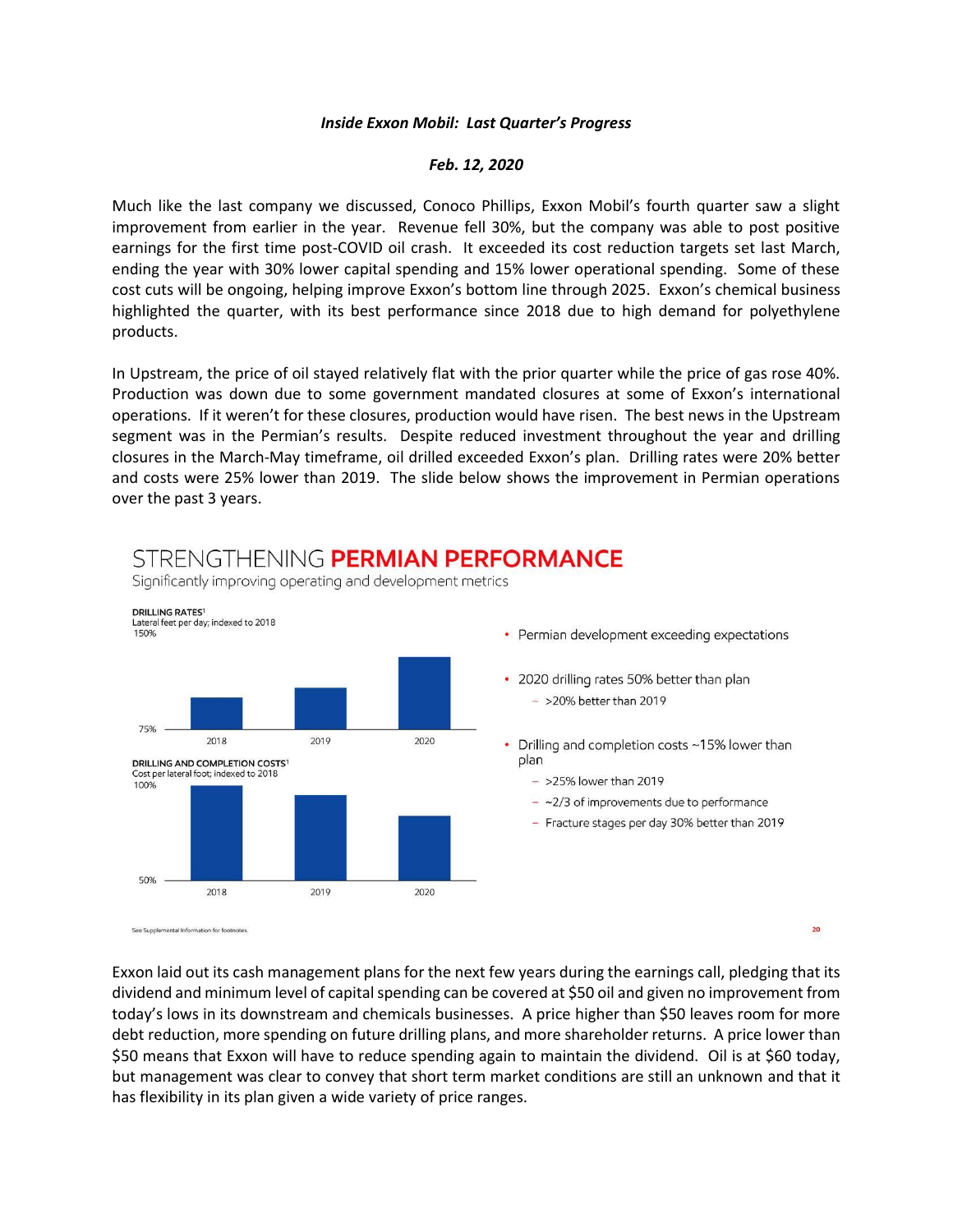***Inside Exxon Mobil: Last Quarter's Progress***

***Feb. 12, 2020***

Much like the last company we discussed, Conoco Phillips, Exxon Mobil's fourth quarter saw a slight improvement from earlier in the year. Revenue fell 30%, but the company was able to post positive earnings for the first time post-COVID oil crash. It exceeded its cost reduction targets set last March, ending the year with 30% lower capital spending and 15% lower operational spending. Some of these cost cuts will be ongoing, helping improve Exxon's bottom line through 2025. Exxon's chemical business highlighted the quarter, with its best performance since 2018 due to high demand for polyethylene products.

In Upstream, the price of oil stayed relatively flat with the prior quarter while the price of gas rose 40%. Production was down due to some government mandated closures at some of Exxon's international operations. If it weren't for these closures, production would have risen. The best news in the Upstream segment was in the Permian's results. Despite reduced investment throughout the year and drilling closures in the March-May timeframe, oil drilled exceeded Exxon's plan. Drilling rates were 20% better and costs were 25% lower than 2019. The slide below shows the improvement in Permian operations over the past 3 years.

STRENGTHENING **PERMIAN PERFORMANCE**

Significantly improving operating and development metrics

**DRILLING RATES**[1]
Lateral feet per day; indexed to 2018

**DRILLING AND COMPLETION COSTS**[1]
Cost per lateral foot; indexed to 2018

- Permian development exceeding expectations
- 2020 drilling rates 50% better than plan
  - >20% better than 2019
- Drilling and completion costs ~15% lower than plan
  - >25% lower than 2019
  - ~2/3 of improvements due to performance
  - Fracture stages per day 30% better than 2019

See Supplemental Information for footnotes.

Exxon laid out its cash management plans for the next few years during the earnings call, pledging that its dividend and minimum level of capital spending can be covered at $50 oil and given no improvement from today's lows in its downstream and chemicals businesses. A price higher than $50 leaves room for more debt reduction, more spending on future drilling plans, and more shareholder returns. A price lower than $50 means that Exxon will have to reduce spending again to maintain the dividend. Oil is at $60 today, but management was clear to convey that short term market conditions are still an unknown and that it has flexibility in its plan given a wide variety of price ranges.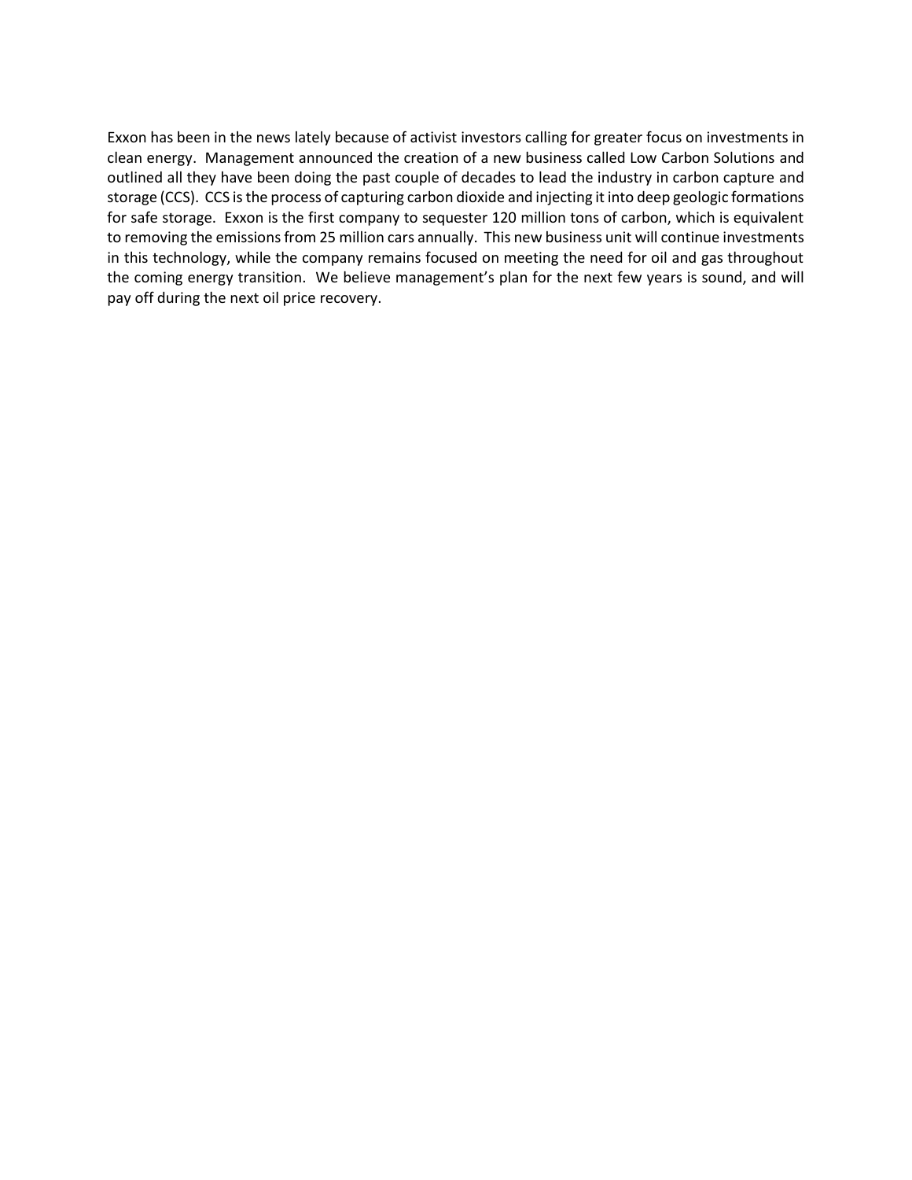Exxon has been in the news lately because of activist investors calling for greater focus on investments in clean energy. Management announced the creation of a new business called Low Carbon Solutions and outlined all they have been doing the past couple of decades to lead the industry in carbon capture and storage (CCS). CCS is the process of capturing carbon dioxide and injecting it into deep geologic formations for safe storage. Exxon is the first company to sequester 120 million tons of carbon, which is equivalent to removing the emissions from 25 million cars annually. This new business unit will continue investments in this technology, while the company remains focused on meeting the need for oil and gas throughout the coming energy transition. We believe management's plan for the next few years is sound, and will pay off during the next oil price recovery.